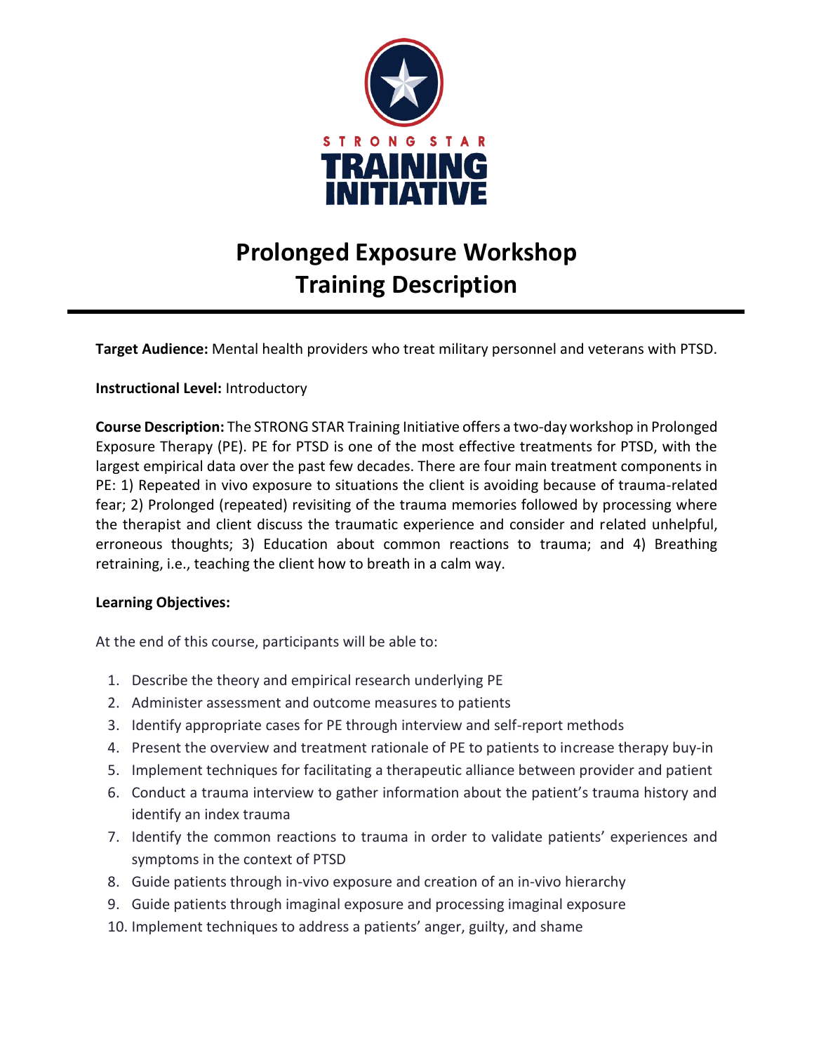STRONG STAR

TRAINING INITIATIVE

# Prolonged Exposure Workshop
# Training Description

**Target Audience:** Mental health providers who treat military personnel and veterans with PTSD.

**Instructional Level:** Introductory

**Course Description:** The STRONG STAR Training Initiative offers a two-day workshop in Prolonged Exposure Therapy (PE). PE for PTSD is one of the most effective treatments for PTSD, with the largest empirical data over the past few decades. There are four main treatment components in PE: 1) Repeated in vivo exposure to situations the client is avoiding because of trauma-related fear; 2) Prolonged (repeated) revisiting of the trauma memories followed by processing where the therapist and client discuss the traumatic experience and consider and related unhelpful, erroneous thoughts; 3) Education about common reactions to trauma; and 4) Breathing retraining, i.e., teaching the client how to breath in a calm way.

**Learning Objectives:**

At the end of this course, participants will be able to:

1. Describe the theory and empirical research underlying PE
2. Administer assessment and outcome measures to patients
3. Identify appropriate cases for PE through interview and self-report methods
4. Present the overview and treatment rationale of PE to patients to increase therapy buy-in
5. Implement techniques for facilitating a therapeutic alliance between provider and patient
6. Conduct a trauma interview to gather information about the patient's trauma history and identify an index trauma
7. Identify the common reactions to trauma in order to validate patients' experiences and symptoms in the context of PTSD
8. Guide patients through in-vivo exposure and creation of an in-vivo hierarchy
9. Guide patients through imaginal exposure and processing imaginal exposure
10. Implement techniques to address a patients' anger, guilty, and shame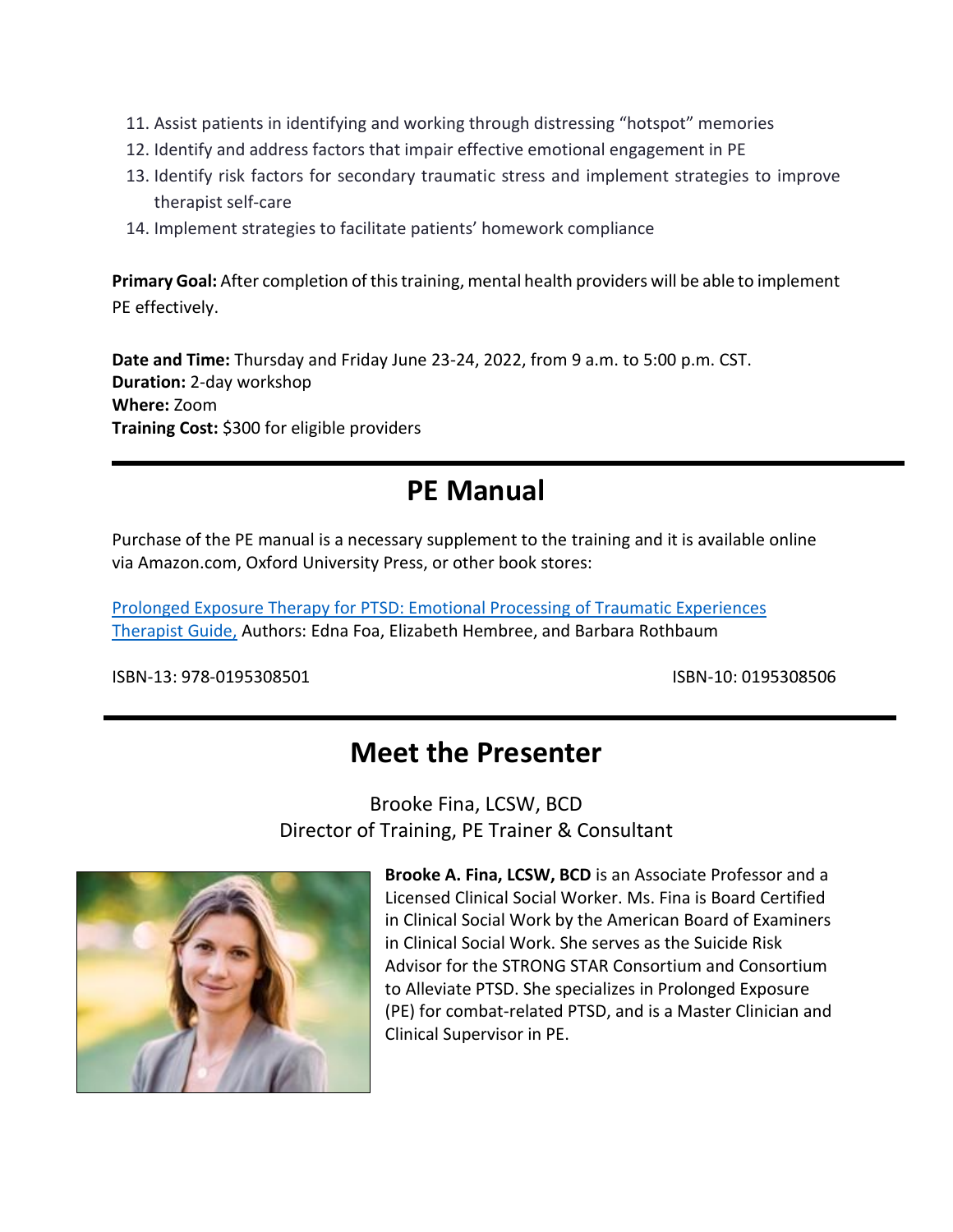11. Assist patients in identifying and working through distressing "hotspot" memories
12. Identify and address factors that impair effective emotional engagement in PE
13. Identify risk factors for secondary traumatic stress and implement strategies to improve therapist self-care
14. Implement strategies to facilitate patients' homework compliance

**Primary Goal:** After completion of this training, mental health providers will be able to implement PE effectively.

**Date and Time:** Thursday and Friday June 23-24, 2022, from 9 a.m. to 5:00 p.m. CST.
**Duration:** 2-day workshop
**Where:** Zoom
**Training Cost:** $300 for eligible providers

## PE Manual

Purchase of the PE manual is a necessary supplement to the training and it is available online via Amazon.com, Oxford University Press, or other book stores:

Prolonged Exposure Therapy for PTSD: Emotional Processing of Traumatic Experiences Therapist Guide, Authors: Edna Foa, Elizabeth Hembree, and Barbara Rothbaum

ISBN-13: 978-0195308501 ISBN-10: 0195308506

## Meet the Presenter

Brooke Fina, LCSW, BCD
Director of Training, PE Trainer & Consultant

**Brooke A. Fina, LCSW, BCD** is an Associate Professor and a Licensed Clinical Social Worker. Ms. Fina is Board Certified in Clinical Social Work by the American Board of Examiners in Clinical Social Work. She serves as the Suicide Risk Advisor for the STRONG STAR Consortium and Consortium to Alleviate PTSD. She specializes in Prolonged Exposure (PE) for combat-related PTSD, and is a Master Clinician and Clinical Supervisor in PE.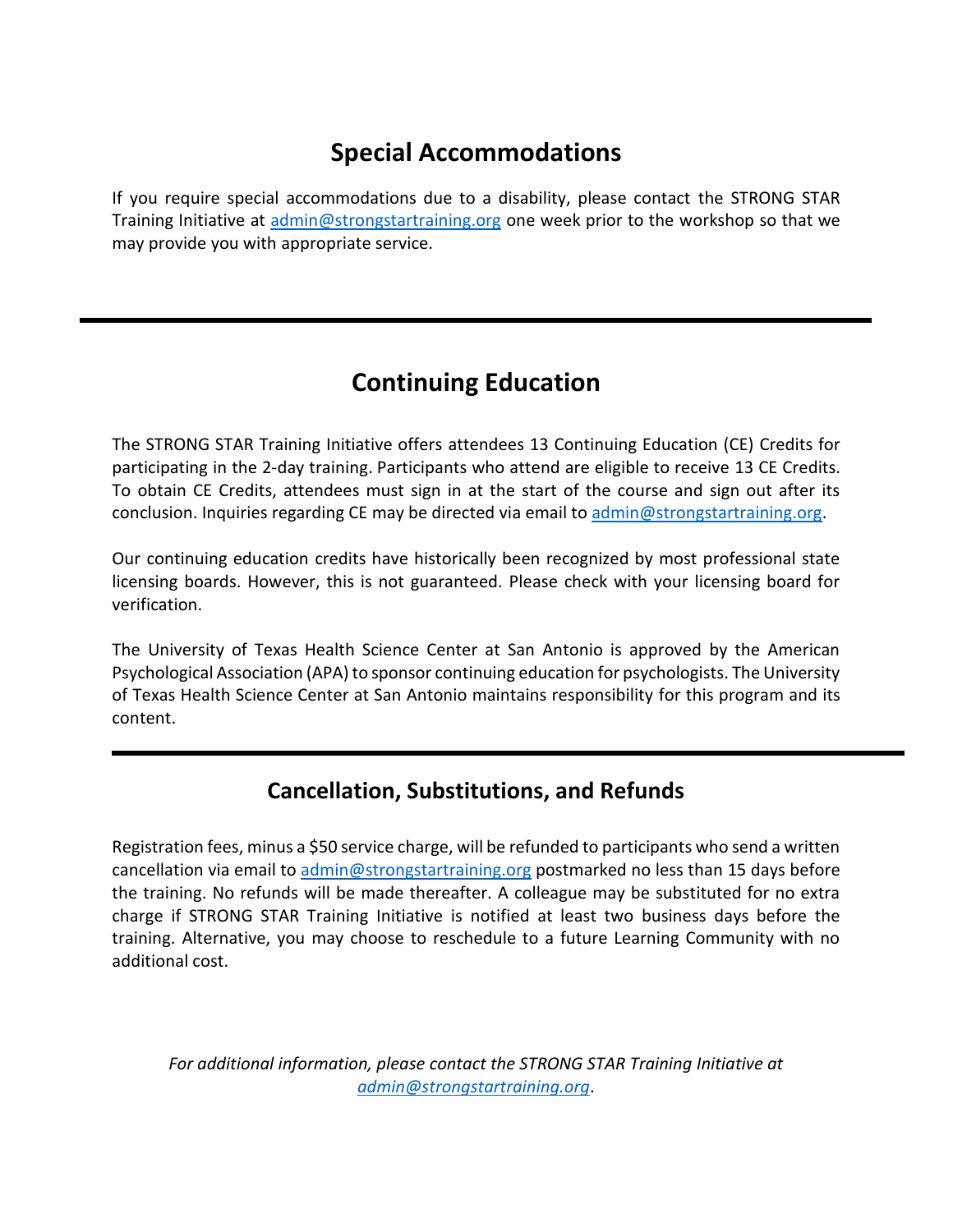## Special Accommodations

If you require special accommodations due to a disability, please contact the STRONG STAR Training Initiative at admin@strongstartraining.org one week prior to the workshop so that we may provide you with appropriate service.

---

## Continuing Education

The STRONG STAR Training Initiative offers attendees 13 Continuing Education (CE) Credits for participating in the 2-day training. Participants who attend are eligible to receive 13 CE Credits. To obtain CE Credits, attendees must sign in at the start of the course and sign out after its conclusion. Inquiries regarding CE may be directed via email to admin@strongstartraining.org.

Our continuing education credits have historically been recognized by most professional state licensing boards. However, this is not guaranteed. Please check with your licensing board for verification.

The University of Texas Health Science Center at San Antonio is approved by the American Psychological Association (APA) to sponsor continuing education for psychologists. The University of Texas Health Science Center at San Antonio maintains responsibility for this program and its content.

---

## Cancellation, Substitutions, and Refunds

Registration fees, minus a $50 service charge, will be refunded to participants who send a written cancellation via email to admin@strongstartraining.org postmarked no less than 15 days before the training. No refunds will be made thereafter. A colleague may be substituted for no extra charge if STRONG STAR Training Initiative is notified at least two business days before the training. Alternative, you may choose to reschedule to a future Learning Community with no additional cost.

*For additional information, please contact the STRONG STAR Training Initiative at admin@strongstartraining.org.*